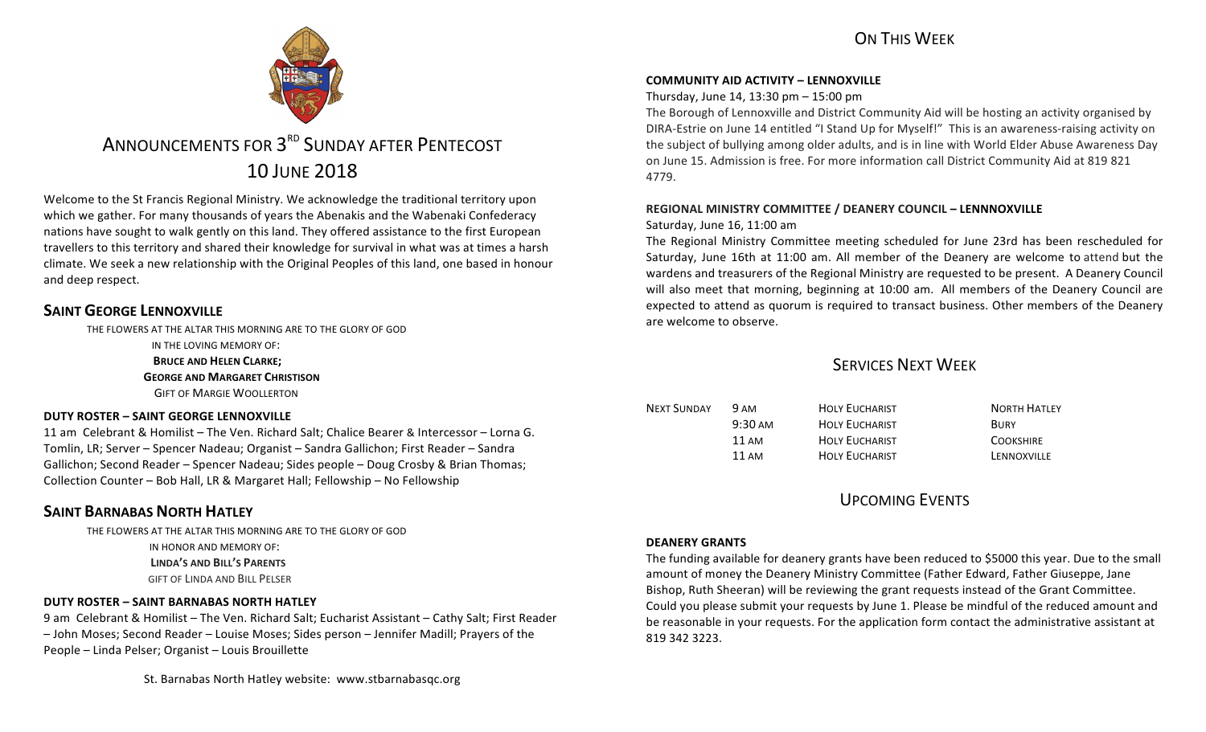# ANNOUNCEMENTS FOR 3RD SUNDAY AFTER PENTECOST
## 10 JUNE 2018

Welcome to the St Francis Regional Ministry. We acknowledge the traditional territory upon which we gather. For many thousands of years the Abenakis and the Wabenaki Confederacy nations have sought to walk gently on this land. They offered assistance to the first European travellers to this territory and shared their knowledge for survival in what was at times a harsh climate. We seek a new relationship with the Original Peoples of this land, one based in honour and deep respect.

## SAINT GEORGE LENNOXVILLE

THE FLOWERS AT THE ALTAR THIS MORNING ARE TO THE GLORY OF GOD
IN THE LOVING MEMORY OF:
**BRUCE AND HELEN CLARKE;**
**GEORGE AND MARGARET CHRISTISON**
GIFT OF MARGIE WOOLLERTON

**DUTY ROSTER – SAINT GEORGE LENNOXVILLE**

11 am Celebrant & Homilist – The Ven. Richard Salt; Chalice Bearer & Intercessor – Lorna G. Tomlin, LR; Server – Spencer Nadeau; Organist – Sandra Gallichon; First Reader – Sandra Gallichon; Second Reader – Spencer Nadeau; Sides people – Doug Crosby & Brian Thomas; Collection Counter – Bob Hall, LR & Margaret Hall; Fellowship – No Fellowship

## SAINT BARNABAS NORTH HATLEY

THE FLOWERS AT THE ALTAR THIS MORNING ARE TO THE GLORY OF GOD
IN HONOR AND MEMORY OF:
**LINDA'S AND BILL'S PARENTS**
GIFT OF LINDA AND BILL PELSER

**DUTY ROSTER – SAINT BARNABAS NORTH HATLEY**

9 am Celebrant & Homilist – The Ven. Richard Salt; Eucharist Assistant – Cathy Salt; First Reader – John Moses; Second Reader – Louise Moses; Sides person – Jennifer Madill; Prayers of the People – Linda Pelser; Organist – Louis Brouillette

St. Barnabas North Hatley website: www.stbarnabasqc.org

## ON THIS WEEK

**COMMUNITY AID ACTIVITY – LENNOXVILLE**

Thursday, June 14, 13:30 pm – 15:00 pm

The Borough of Lennoxville and District Community Aid will be hosting an activity organised by DIRA-Estrie on June 14 entitled "I Stand Up for Myself!" This is an awareness-raising activity on the subject of bullying among older adults, and is in line with World Elder Abuse Awareness Day on June 15. Admission is free. For more information call District Community Aid at 819 821 4779.

**REGIONAL MINISTRY COMMITTEE / DEANERY COUNCIL – LENNNOXVILLE**

Saturday, June 16, 11:00 am

The Regional Ministry Committee meeting scheduled for June 23rd has been rescheduled for Saturday, June 16th at 11:00 am. All member of the Deanery are welcome to attend but the wardens and treasurers of the Regional Ministry are requested to be present. A Deanery Council will also meet that morning, beginning at 10:00 am. All members of the Deanery Council are expected to attend as quorum is required to transact business. Other members of the Deanery are welcome to observe.

## SERVICES NEXT WEEK

| | | | |
|---|---|---|---|
| NEXT SUNDAY | 9 AM | HOLY EUCHARIST | NORTH HATLEY |
| | 9:30 AM | HOLY EUCHARIST | BURY |
| | 11 AM | HOLY EUCHARIST | COOKSHIRE |
| | 11 AM | HOLY EUCHARIST | LENNOXVILLE |

## UPCOMING EVENTS

**DEANERY GRANTS**

The funding available for deanery grants have been reduced to $5000 this year. Due to the small amount of money the Deanery Ministry Committee (Father Edward, Father Giuseppe, Jane Bishop, Ruth Sheeran) will be reviewing the grant requests instead of the Grant Committee. Could you please submit your requests by June 1. Please be mindful of the reduced amount and be reasonable in your requests. For the application form contact the administrative assistant at 819 342 3223.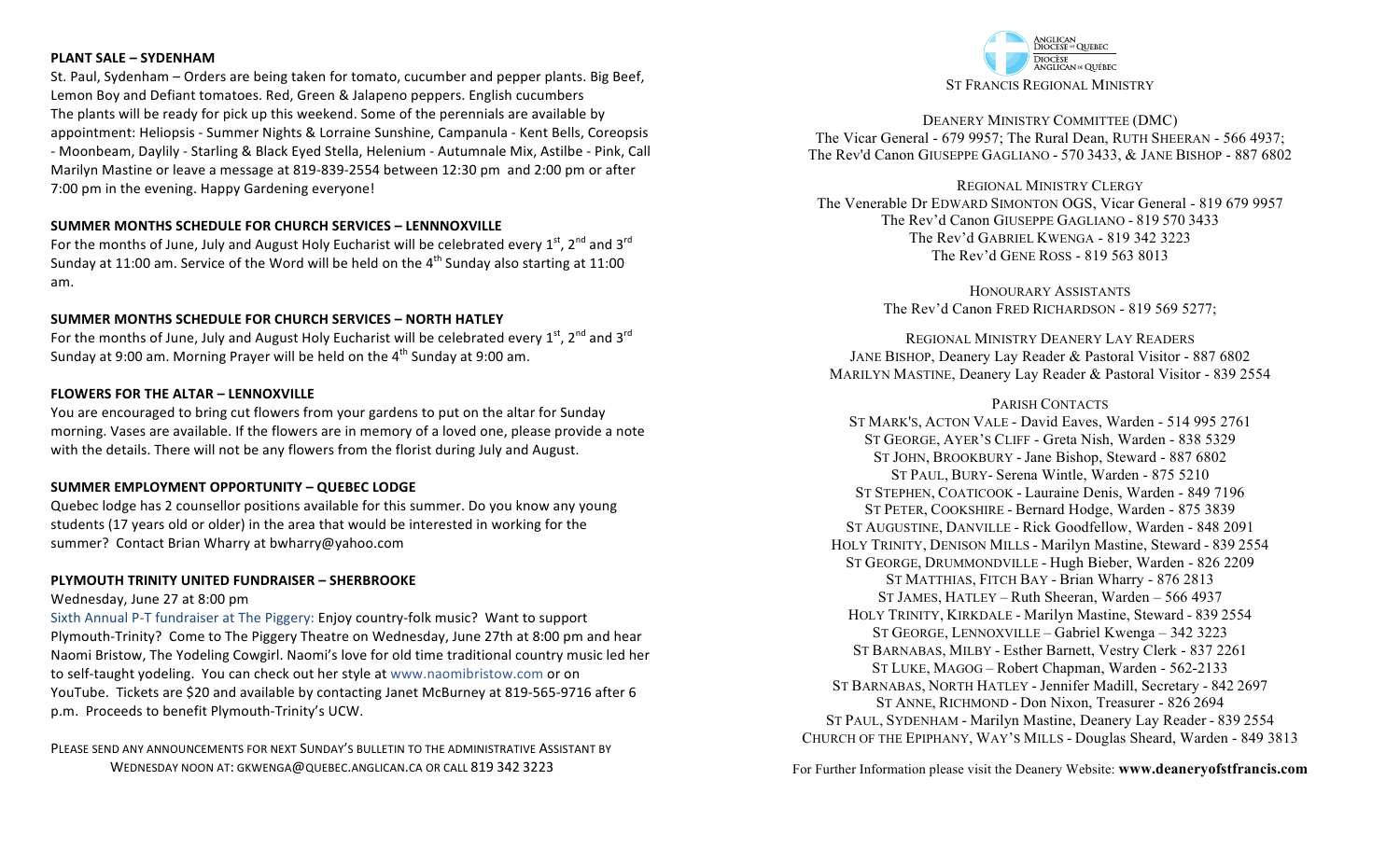## PLANT SALE – SYDENHAM

St. Paul, Sydenham – Orders are being taken for tomato, cucumber and pepper plants. Big Beef, Lemon Boy and Defiant tomatoes. Red, Green & Jalapeno peppers. English cucumbers The plants will be ready for pick up this weekend. Some of the perennials are available by appointment: Heliopsis - Summer Nights & Lorraine Sunshine, Campanula - Kent Bells, Coreopsis - Moonbeam, Daylily - Starling & Black Eyed Stella, Helenium - Autumnale Mix, Astilbe - Pink, Call Marilyn Mastine or leave a message at 819-839-2554 between 12:30 pm and 2:00 pm or after 7:00 pm in the evening. Happy Gardening everyone!

## SUMMER MONTHS SCHEDULE FOR CHURCH SERVICES – LENNNOXVILLE

For the months of June, July and August Holy Eucharist will be celebrated every 1st, 2nd and 3rd Sunday at 11:00 am. Service of the Word will be held on the 4th Sunday also starting at 11:00 am.

## SUMMER MONTHS SCHEDULE FOR CHURCH SERVICES – NORTH HATLEY

For the months of June, July and August Holy Eucharist will be celebrated every 1st, 2nd and 3rd Sunday at 9:00 am. Morning Prayer will be held on the 4th Sunday at 9:00 am.

## FLOWERS FOR THE ALTAR – LENNOXVILLE

You are encouraged to bring cut flowers from your gardens to put on the altar for Sunday morning. Vases are available. If the flowers are in memory of a loved one, please provide a note with the details. There will not be any flowers from the florist during July and August.

## SUMMER EMPLOYMENT OPPORTUNITY – QUEBEC LODGE

Quebec lodge has 2 counsellor positions available for this summer. Do you know any young students (17 years old or older) in the area that would be interested in working for the summer? Contact Brian Wharry at bwharry@yahoo.com

## PLYMOUTH TRINITY UNITED FUNDRAISER – SHERBROOKE

Wednesday, June 27 at 8:00 pm

Sixth Annual P-T fundraiser at The Piggery: Enjoy country-folk music? Want to support Plymouth-Trinity? Come to The Piggery Theatre on Wednesday, June 27th at 8:00 pm and hear Naomi Bristow, The Yodeling Cowgirl. Naomi's love for old time traditional country music led her to self-taught yodeling. You can check out her style at www.naomibristow.com or on YouTube. Tickets are $20 and available by contacting Janet McBurney at 819-565-9716 after 6 p.m. Proceeds to benefit Plymouth-Trinity's UCW.

PLEASE SEND ANY ANNOUNCEMENTS FOR NEXT SUNDAY'S BULLETIN TO THE ADMINISTRATIVE ASSISTANT BY WEDNESDAY NOON AT: GKWENGA@QUEBEC.ANGLICAN.CA OR CALL 819 342 3223

---

ANGLICAN DIOCESE of QUEBEC
DIOCÈSE ANGLICAN de QUÉBEC

ST FRANCIS REGIONAL MINISTRY

DEANERY MINISTRY COMMITTEE (DMC)
The Vicar General - 679 9957; The Rural Dean, RUTH SHEERAN - 566 4937;
The Rev'd Canon GIUSEPPE GAGLIANO - 570 3433, & JANE BISHOP - 887 6802

REGIONAL MINISTRY CLERGY
The Venerable Dr EDWARD SIMONTON OGS, Vicar General - 819 679 9957
The Rev'd Canon GIUSEPPE GAGLIANO - 819 570 3433
The Rev'd GABRIEL KWENGA - 819 342 3223
The Rev'd GENE ROSS - 819 563 8013

HONOURARY ASSISTANTS
The Rev'd Canon FRED RICHARDSON - 819 569 5277;

REGIONAL MINISTRY DEANERY LAY READERS
JANE BISHOP, Deanery Lay Reader & Pastoral Visitor - 887 6802
MARILYN MASTINE, Deanery Lay Reader & Pastoral Visitor - 839 2554

PARISH CONTACTS
ST MARK'S, ACTON VALE - David Eaves, Warden - 514 995 2761
ST GEORGE, AYER'S CLIFF - Greta Nish, Warden - 838 5329
ST JOHN, BROOKBURY - Jane Bishop, Steward - 887 6802
ST PAUL, BURY- Serena Wintle, Warden - 875 5210
ST STEPHEN, COATICOOK - Lauraine Denis, Warden - 849 7196
ST PETER, COOKSHIRE - Bernard Hodge, Warden - 875 3839
ST AUGUSTINE, DANVILLE - Rick Goodfellow, Warden - 848 2091
HOLY TRINITY, DENISON MILLS - Marilyn Mastine, Steward - 839 2554
ST GEORGE, DRUMMONDVILLE - Hugh Bieber, Warden - 826 2209
ST MATTHIAS, FITCH BAY - Brian Wharry - 876 2813
ST JAMES, HATLEY – Ruth Sheeran, Warden – 566 4937
HOLY TRINITY, KIRKDALE - Marilyn Mastine, Steward - 839 2554
ST GEORGE, LENNOXVILLE – Gabriel Kwenga – 342 3223
ST BARNABAS, MILBY - Esther Barnett, Vestry Clerk - 837 2261
ST LUKE, MAGOG – Robert Chapman, Warden - 562-2133
ST BARNABAS, NORTH HATLEY - Jennifer Madill, Secretary - 842 2697
ST ANNE, RICHMOND - Don Nixon, Treasurer - 826 2694
ST PAUL, SYDENHAM - Marilyn Mastine, Deanery Lay Reader - 839 2554
CHURCH OF THE EPIPHANY, WAY'S MILLS - Douglas Sheard, Warden - 849 3813

For Further Information please visit the Deanery Website: **www.deaneryofstfrancis.com**